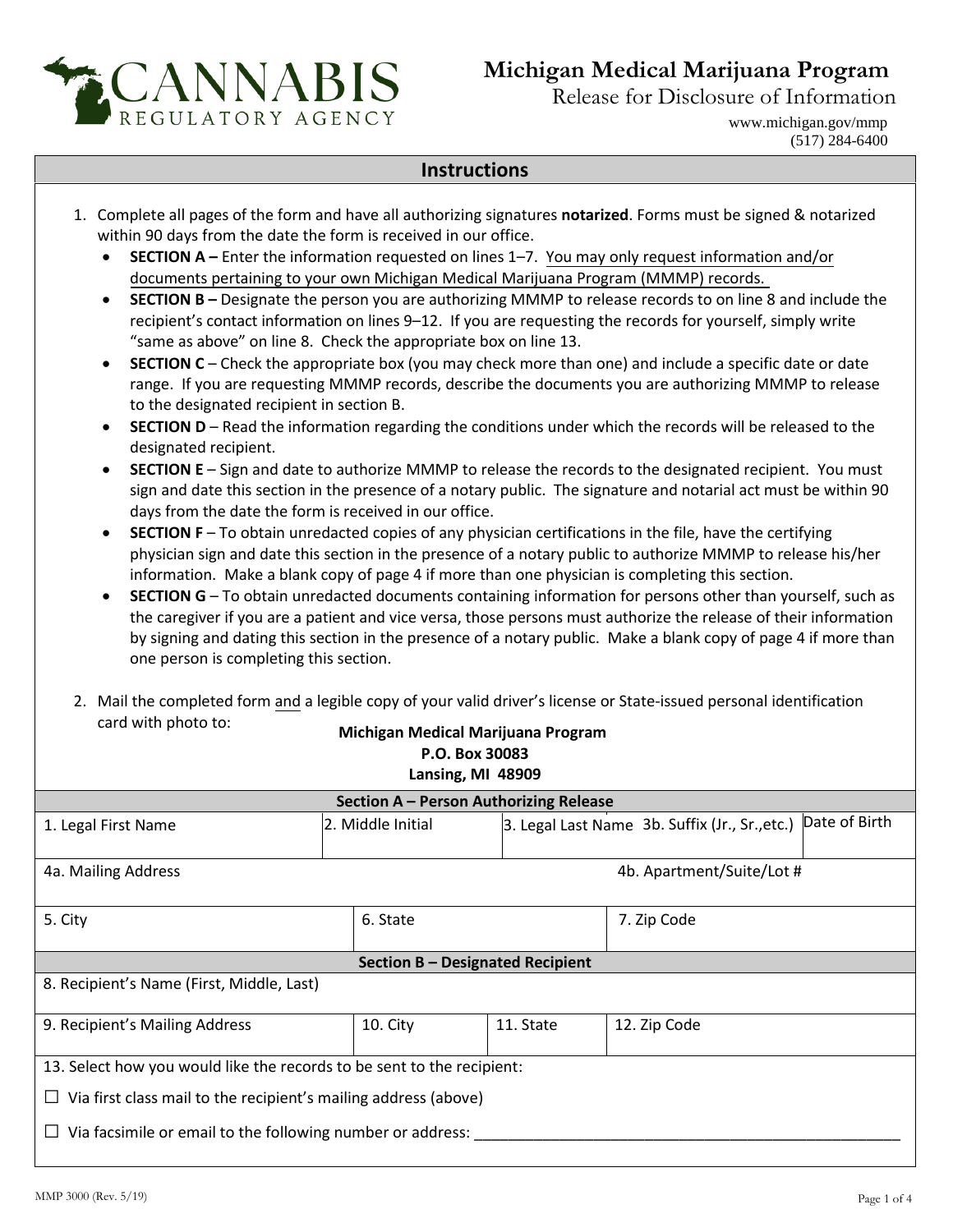# CANNABIS REGULATORY AGENCY

## Michigan Medical Marijuana Program

Release for Disclosure of Information

www.michigan.gov/mmp
(517) 284-6400

## Instructions

1. Complete all pages of the form and have all authorizing signatures **notarized**. Forms must be signed & notarized within 90 days from the date the form is received in our office.
   - **SECTION A –** Enter the information requested on lines 1–7. You may only request information and/or documents pertaining to your own Michigan Medical Marijuana Program (MMMP) records.
   - **SECTION B –** Designate the person you are authorizing MMMP to release records to on line 8 and include the recipient's contact information on lines 9–12. If you are requesting the records for yourself, simply write "same as above" on line 8. Check the appropriate box on line 13.
   - **SECTION C** – Check the appropriate box (you may check more than one) and include a specific date or date range. If you are requesting MMMP records, describe the documents you are authorizing MMMP to release to the designated recipient in section B.
   - **SECTION D** – Read the information regarding the conditions under which the records will be released to the designated recipient.
   - **SECTION E** – Sign and date to authorize MMMP to release the records to the designated recipient. You must sign and date this section in the presence of a notary public. The signature and notarial act must be within 90 days from the date the form is received in our office.
   - **SECTION F** – To obtain unredacted copies of any physician certifications in the file, have the certifying physician sign and date this section in the presence of a notary public to authorize MMMP to release his/her information. Make a blank copy of page 4 if more than one physician is completing this section.
   - **SECTION G** – To obtain unredacted documents containing information for persons other than yourself, such as the caregiver if you are a patient and vice versa, those persons must authorize the release of their information by signing and dating this section in the presence of a notary public. Make a blank copy of page 4 if more than one person is completing this section.

2. Mail the completed form and a legible copy of your valid driver's license or State-issued personal identification card with photo to:

**Michigan Medical Marijuana Program**
**P.O. Box 30083**
**Lansing, MI 48909**

### Section A – Person Authorizing Release

| 1. Legal First Name | 2. Middle Initial | 3. Legal Last Name | 3b. Suffix (Jr., Sr.,etc.) | Date of Birth |
|---|---|---|---|---|
| | | | | |

| 4a. Mailing Address | 4b. Apartment/Suite/Lot # |
|---|---|
| | |

| 5. City | 6. State | 7. Zip Code |
|---|---|---|
| | | |

### Section B – Designated Recipient

| 8. Recipient's Name (First, Middle, Last) |
|---|
| |

| 9. Recipient's Mailing Address | 10. City | 11. State | 12. Zip Code |
|---|---|---|---|
| | | | |

13. Select how you would like the records to be sent to the recipient:

☐ Via first class mail to the recipient's mailing address (above)

☐ Via facsimile or email to the following number or address: ______________________________

MMP 3000 (Rev. 5/19)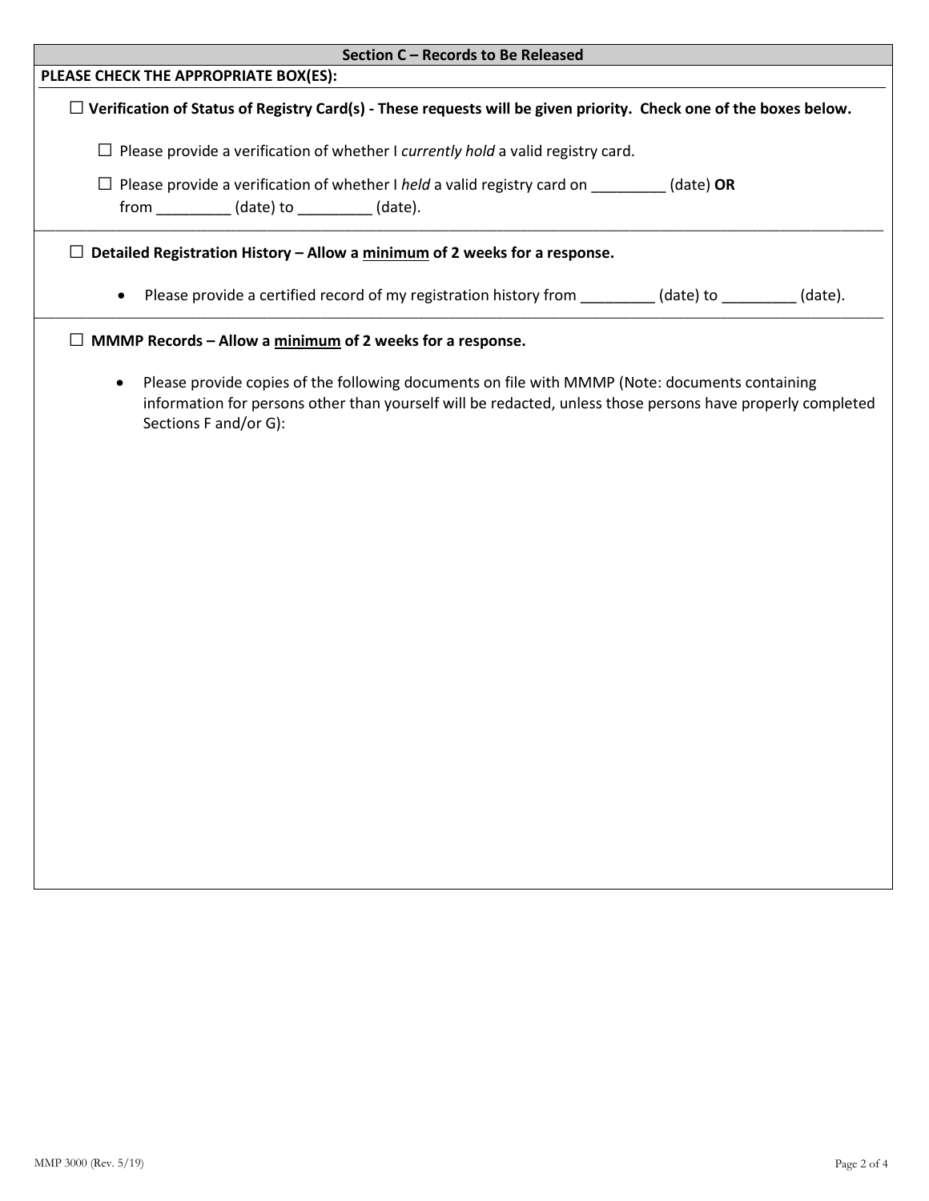## Section C – Records to Be Released

**PLEASE CHECK THE APPROPRIATE BOX(ES):**

☐ **Verification of Status of Registry Card(s) - These requests will be given priority. Check one of the boxes below.**

☐ Please provide a verification of whether I *currently hold* a valid registry card.

☐ Please provide a verification of whether I *held* a valid registry card on _________ (date) **OR** from _________ (date) to _________ (date).

---

☐ **Detailed Registration History – Allow a <u>minimum</u> of 2 weeks for a response.**

- Please provide a certified record of my registration history from _________ (date) to _________ (date).

---

☐ **MMMP Records – Allow a <u>minimum</u> of 2 weeks for a response.**

- Please provide copies of the following documents on file with MMMP (Note: documents containing information for persons other than yourself will be redacted, unless those persons have properly completed Sections F and/or G):

MMP 3000 (Rev. 5/19)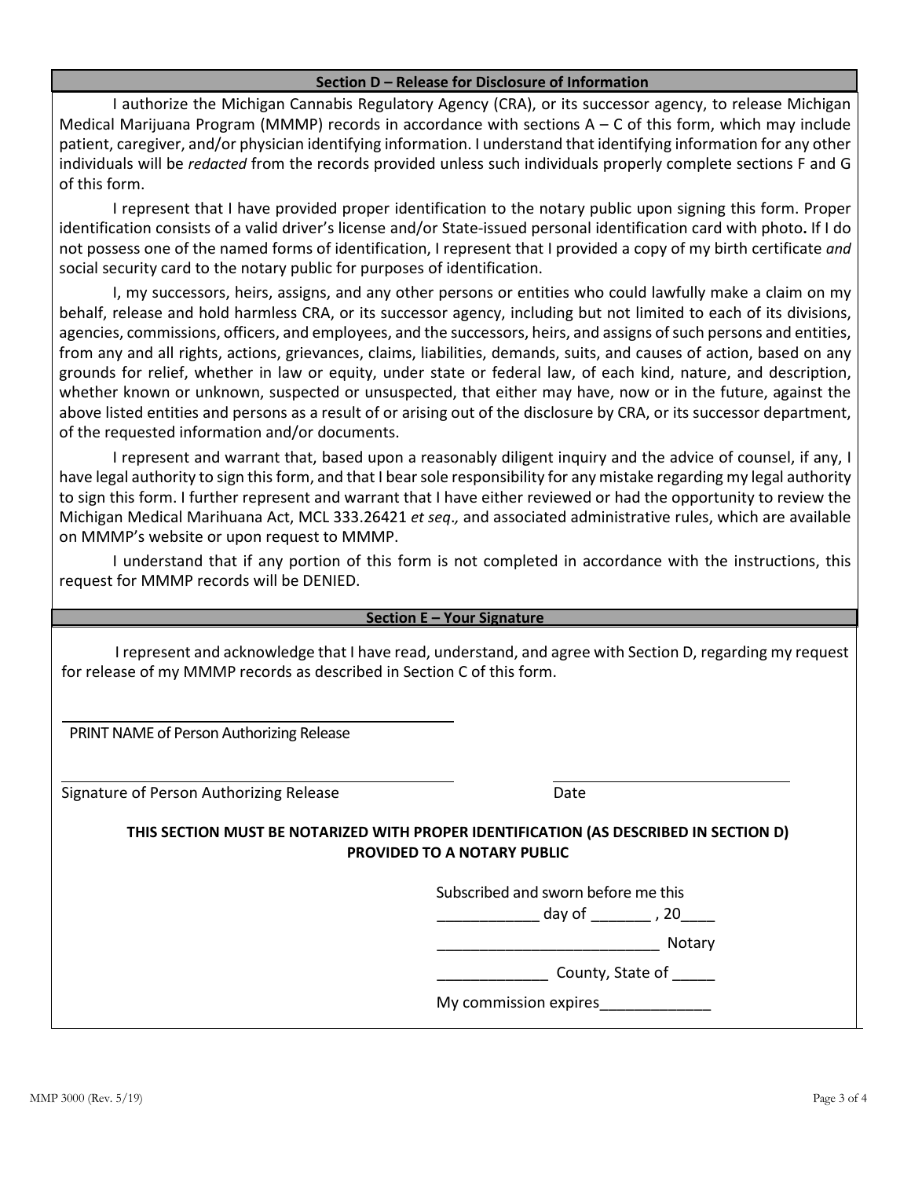## Section D – Release for Disclosure of Information

I authorize the Michigan Cannabis Regulatory Agency (CRA), or its successor agency, to release Michigan Medical Marijuana Program (MMMP) records in accordance with sections A – C of this form, which may include patient, caregiver, and/or physician identifying information. I understand that identifying information for any other individuals will be *redacted* from the records provided unless such individuals properly complete sections F and G of this form.

I represent that I have provided proper identification to the notary public upon signing this form. Proper identification consists of a valid driver's license and/or State-issued personal identification card with photo**.** If I do not possess one of the named forms of identification, I represent that I provided a copy of my birth certificate *and* social security card to the notary public for purposes of identification.

I, my successors, heirs, assigns, and any other persons or entities who could lawfully make a claim on my behalf, release and hold harmless CRA, or its successor agency, including but not limited to each of its divisions, agencies, commissions, officers, and employees, and the successors, heirs, and assigns of such persons and entities, from any and all rights, actions, grievances, claims, liabilities, demands, suits, and causes of action, based on any grounds for relief, whether in law or equity, under state or federal law, of each kind, nature, and description, whether known or unknown, suspected or unsuspected, that either may have, now or in the future, against the above listed entities and persons as a result of or arising out of the disclosure by CRA, or its successor department, of the requested information and/or documents.

I represent and warrant that, based upon a reasonably diligent inquiry and the advice of counsel, if any, I have legal authority to sign this form, and that I bear sole responsibility for any mistake regarding my legal authority to sign this form. I further represent and warrant that I have either reviewed or had the opportunity to review the Michigan Medical Marihuana Act, MCL 333.26421 *et seq.,* and associated administrative rules, which are available on MMMP's website or upon request to MMMP.

I understand that if any portion of this form is not completed in accordance with the instructions, this request for MMMP records will be DENIED.

## Section E – Your Signature

I represent and acknowledge that I have read, understand, and agree with Section D, regarding my request for release of my MMMP records as described in Section C of this form.

______________________________________
PRINT NAME of Person Authorizing Release

______________________________________ ______________________________
Signature of Person Authorizing Release Date

**THIS SECTION MUST BE NOTARIZED WITH PROPER IDENTIFICATION (AS DESCRIBED IN SECTION D) PROVIDED TO A NOTARY PUBLIC**

Subscribed and sworn before me this

____________ day of _______ , 20____

__________________________ Notary

_____________ County, State of _____

My commission expires_____________

MMP 3000 (Rev. 5/19)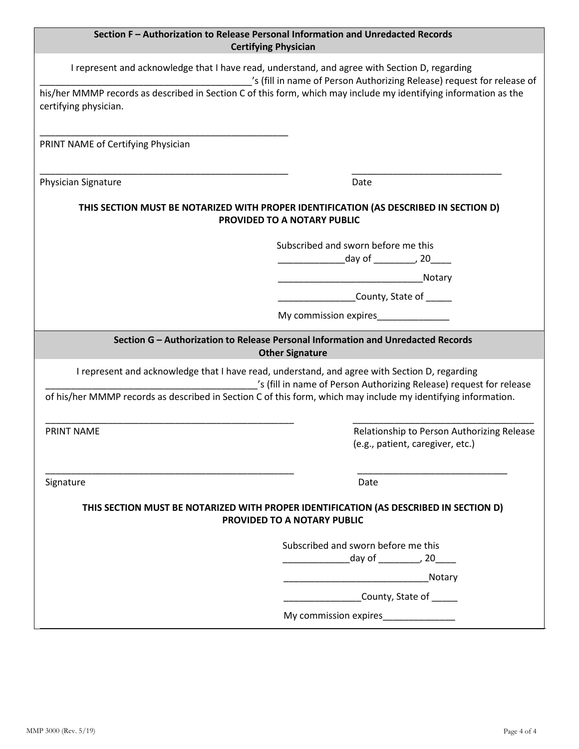## Section F – Authorization to Release Personal Information and Unredacted Records
## Certifying Physician

I represent and acknowledge that I have read, understand, and agree with Section D, regarding \_\_\_\_\_\_\_\_\_\_\_\_\_\_\_\_\_\_\_\_\_\_\_\_\_\_\_\_\_\_\_\_\_\_\_\_\_\_\_\_’s (fill in name of Person Authorizing Release) request for release of his/her MMMP records as described in Section C of this form, which may include my identifying information as the certifying physician.

\_\_\_\_\_\_\_\_\_\_\_\_\_\_\_\_\_\_\_\_\_\_\_\_\_\_\_\_\_\_\_\_\_\_\_\_\_\_\_\_\_\_\_\_\_\_\_\_
PRINT NAME of Certifying Physician

\_\_\_\_\_\_\_\_\_\_\_\_\_\_\_\_\_\_\_\_\_\_\_\_\_\_\_\_\_\_\_\_\_\_\_\_\_\_\_\_\_\_\_\_\_\_\_\_ \_\_\_\_\_\_\_\_\_\_\_\_\_\_\_\_\_\_\_\_\_\_\_\_\_\_\_\_\_\_
Physician Signature Date

**THIS SECTION MUST BE NOTARIZED WITH PROPER IDENTIFICATION (AS DESCRIBED IN SECTION D) PROVIDED TO A NOTARY PUBLIC**

Subscribed and sworn before me this
\_\_\_\_\_\_\_\_\_\_\_\_\_day of \_\_\_\_\_\_\_\_, 20\_\_\_\_

\_\_\_\_\_\_\_\_\_\_\_\_\_\_\_\_\_\_\_\_\_\_\_\_\_\_\_\_Notary

\_\_\_\_\_\_\_\_\_\_\_\_\_\_\_County, State of \_\_\_\_\_

My commission expires\_\_\_\_\_\_\_\_\_\_\_\_\_\_

## Section G – Authorization to Release Personal Information and Unredacted Records
## Other Signature

I represent and acknowledge that I have read, understand, and agree with Section D, regarding \_\_\_\_\_\_\_\_\_\_\_\_\_\_\_\_\_\_\_\_\_\_\_\_\_\_\_\_\_\_\_\_\_\_\_\_\_\_\_\_’s (fill in name of Person Authorizing Release) request for release of his/her MMMP records as described in Section C of this form, which may include my identifying information.

\_\_\_\_\_\_\_\_\_\_\_\_\_\_\_\_\_\_\_\_\_\_\_\_\_\_\_\_\_\_\_\_\_\_\_\_\_\_\_\_\_\_\_\_\_\_\_\_ \_\_\_\_\_\_\_\_\_\_\_\_\_\_\_\_\_\_\_\_\_\_\_\_\_\_\_\_\_\_\_\_\_\_\_\_
PRINT NAME Relationship to Person Authorizing Release (e.g., patient, caregiver, etc.)

\_\_\_\_\_\_\_\_\_\_\_\_\_\_\_\_\_\_\_\_\_\_\_\_\_\_\_\_\_\_\_\_\_\_\_\_\_\_\_\_\_\_\_\_\_\_\_\_ \_\_\_\_\_\_\_\_\_\_\_\_\_\_\_\_\_\_\_\_\_\_\_\_\_\_\_\_\_\_
Signature Date

**THIS SECTION MUST BE NOTARIZED WITH PROPER IDENTIFICATION (AS DESCRIBED IN SECTION D) PROVIDED TO A NOTARY PUBLIC**

Subscribed and sworn before me this
\_\_\_\_\_\_\_\_\_\_\_\_\_day of \_\_\_\_\_\_\_\_, 20\_\_\_\_

\_\_\_\_\_\_\_\_\_\_\_\_\_\_\_\_\_\_\_\_\_\_\_\_\_\_\_\_Notary

\_\_\_\_\_\_\_\_\_\_\_\_\_\_\_County, State of \_\_\_\_\_

My commission expires\_\_\_\_\_\_\_\_\_\_\_\_\_\_

MMP 3000 (Rev. 5/19)